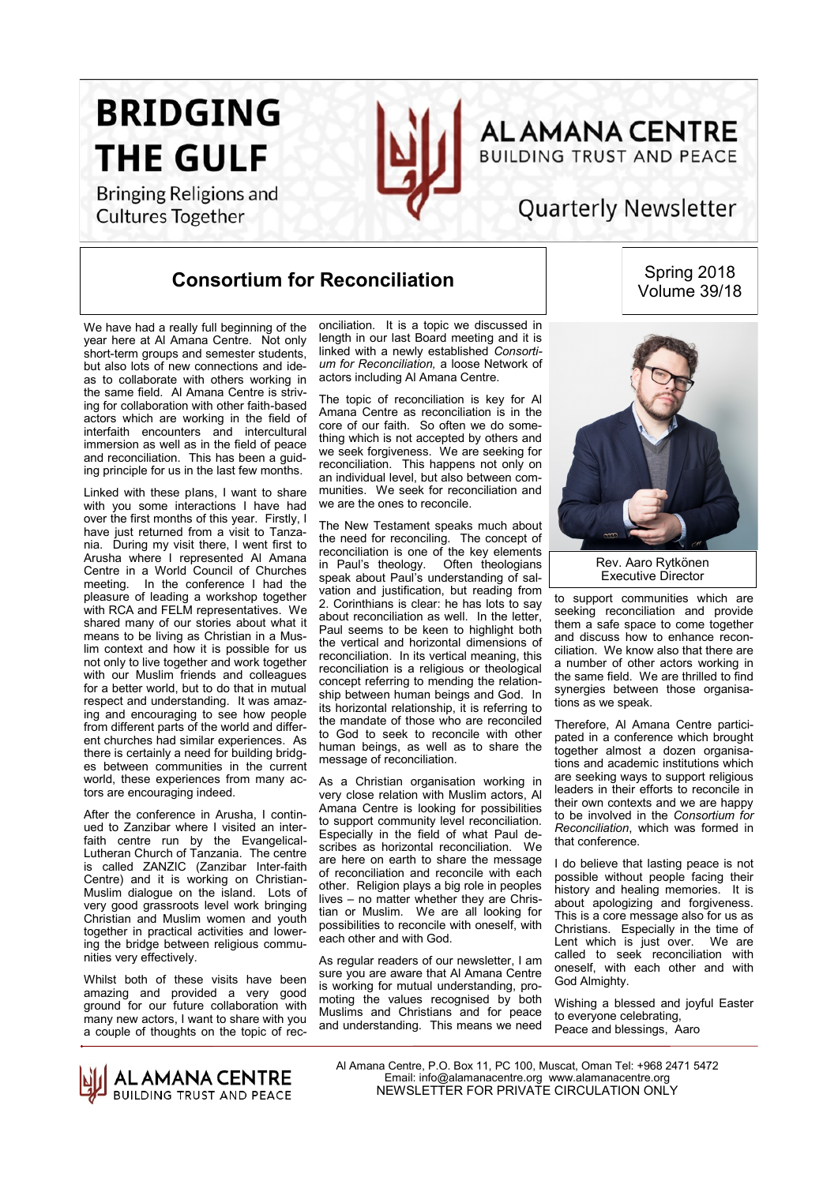# BRIDGING THE GULF

Bringing Religions and Cultures Together

AL AMANA CENTRE
BUILDING TRUST AND PEACE

Quarterly Newsletter

Spring 2018
Volume 39/18

## Consortium for Reconciliation

We have had a really full beginning of the year here at Al Amana Centre. Not only short-term groups and semester students, but also lots of new connections and ideas to collaborate with others working in the same field. Al Amana Centre is striving for collaboration with other faith-based actors which are working in the field of interfaith encounters and intercultural immersion as well as in the field of peace and reconciliation. This has been a guiding principle for us in the last few months.

Linked with these plans, I want to share with you some interactions I have had over the first months of this year. Firstly, I have just returned from a visit to Tanzania. During my visit there, I went first to Arusha where I represented Al Amana Centre in a World Council of Churches meeting. In the conference I had the pleasure of leading a workshop together with RCA and FELM representatives. We shared many of our stories about what it means to be living as Christian in a Muslim context and how it is possible for us not only to live together and work together with our Muslim friends and colleagues for a better world, but to do that in mutual respect and understanding. It was amazing and encouraging to see how people from different parts of the world and different churches had similar experiences. As there is certainly a need for building bridges between communities in the current world, these experiences from many actors are encouraging indeed.

After the conference in Arusha, I continued to Zanzibar where I visited an interfaith centre run by the Evangelical-Lutheran Church of Tanzania. The centre is called ZANZIC (Zanzibar Inter-faith Centre) and it is working on Christian-Muslim dialogue on the island. Lots of very good grassroots level work bringing Christian and Muslim women and youth together in practical activities and lowering the bridge between religious communities very effectively.

Whilst both of these visits have been amazing and provided a very good ground for our future collaboration with many new actors, I want to share with you a couple of thoughts on the topic of reconciliation. It is a topic we discussed in length in our last Board meeting and it is linked with a newly established *Consortium for Reconciliation,* a loose Network of actors including Al Amana Centre.

The topic of reconciliation is key for Al Amana Centre as reconciliation is in the core of our faith. So often we do something which is not accepted by others and we seek forgiveness. We are seeking for reconciliation. This happens not only on an individual level, but also between communities. We seek for reconciliation and we are the ones to reconcile.

The New Testament speaks much about the need for reconciling. The concept of reconciliation is one of the key elements in Paul's theology. Often theologians speak about Paul's understanding of salvation and justification, but reading from 2. Corinthians is clear: he has lots to say about reconciliation as well. In the letter, Paul seems to be keen to highlight both the vertical and horizontal dimensions of reconciliation. In its vertical meaning, this reconciliation is a religious or theological concept referring to mending the relationship between human beings and God. In its horizontal relationship, it is referring to the mandate of those who are reconciled to God to seek to reconcile with other human beings, as well as to share the message of reconciliation.

As a Christian organisation working in very close relation with Muslim actors, Al Amana Centre is looking for possibilities to support community level reconciliation. Especially in the field of what Paul describes as horizontal reconciliation. We are here on earth to share the message of reconciliation and reconcile with each other. Religion plays a big role in peoples lives – no matter whether they are Christian or Muslim. We are all looking for possibilities to reconcile with oneself, with each other and with God.

As regular readers of our newsletter, I am sure you are aware that Al Amana Centre is working for mutual understanding, promoting the values recognised by both Muslims and Christians and for peace and understanding. This means we need to support communities which are seeking reconciliation and provide them a safe space to come together and discuss how to enhance reconciliation. We know also that there are a number of other actors working in the same field. We are thrilled to find synergies between those organisations as we speak.

Rev. Aaro Rytkönen
Executive Director

Therefore, Al Amana Centre participated in a conference which brought together almost a dozen organisations and academic institutions which are seeking ways to support religious leaders in their efforts to reconcile in their own contexts and we are happy to be involved in the *Consortium for Reconciliation*, which was formed in that conference.

I do believe that lasting peace is not possible without people facing their history and healing memories. It is about apologizing and forgiveness. This is a core message also for us as Christians. Especially in the time of Lent which is just over. We are called to seek reconciliation with oneself, with each other and with God Almighty.

Wishing a blessed and joyful Easter to everyone celebrating,
Peace and blessings, Aaro

---

AL AMANA CENTRE
BUILDING TRUST AND PEACE

Al Amana Centre, P.O. Box 11, PC 100, Muscat, Oman Tel: +968 2471 5472
Email: info@alamanacentre.org www.alamanacentre.org
NEWSLETTER FOR PRIVATE CIRCULATION ONLY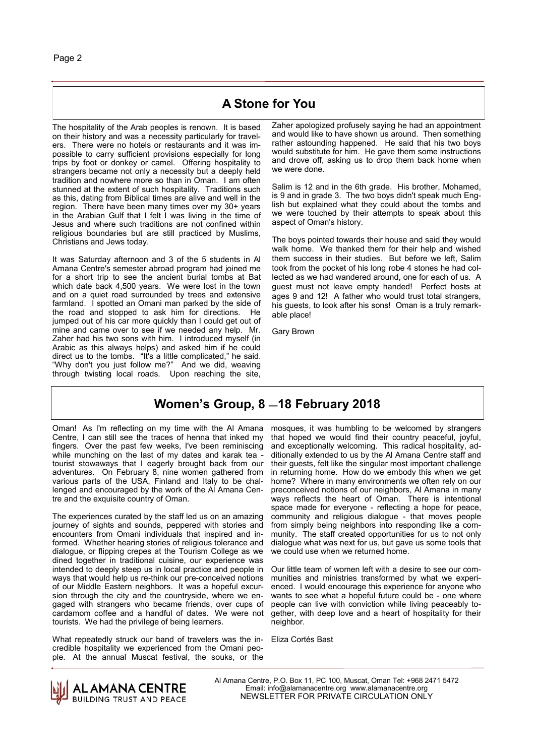## A Stone for You

The hospitality of the Arab peoples is renown. It is based on their history and was a necessity particularly for travelers. There were no hotels or restaurants and it was impossible to carry sufficient provisions especially for long trips by foot or donkey or camel. Offering hospitality to strangers became not only a necessity but a deeply held tradition and nowhere more so than in Oman. I am often stunned at the extent of such hospitality. Traditions such as this, dating from Biblical times are alive and well in the region. There have been many times over my 30+ years in the Arabian Gulf that I felt I was living in the time of Jesus and where such traditions are not confined within religious boundaries but are still practiced by Muslims, Christians and Jews today.

It was Saturday afternoon and 3 of the 5 students in Al Amana Centre's semester abroad program had joined me for a short trip to see the ancient burial tombs at Bat which date back 4,500 years. We were lost in the town and on a quiet road surrounded by trees and extensive farmland. I spotted an Omani man parked by the side of the road and stopped to ask him for directions. He jumped out of his car more quickly than I could get out of mine and came over to see if we needed any help. Mr. Zaher had his two sons with him. I introduced myself (in Arabic as this always helps) and asked him if he could direct us to the tombs. "It's a little complicated," he said. "Why don't you just follow me?" And we did, weaving through twisting local roads. Upon reaching the site, Zaher apologized profusely saying he had an appointment and would like to have shown us around. Then something rather astounding happened. He said that his two boys would substitute for him. He gave them some instructions and drove off, asking us to drop them back home when we were done.

Salim is 12 and in the 6th grade. His brother, Mohamed, is 9 and in grade 3. The two boys didn't speak much English but explained what they could about the tombs and we were touched by their attempts to speak about this aspect of Oman's history.

The boys pointed towards their house and said they would walk home. We thanked them for their help and wished them success in their studies. But before we left, Salim took from the pocket of his long robe 4 stones he had collected as we had wandered around, one for each of us. A guest must not leave empty handed! Perfect hosts at ages 9 and 12! A father who would trust total strangers, his guests, to look after his sons! Oman is a truly remarkable place!

Gary Brown

## Women's Group, 8 —18 February 2018

Oman! As I'm reflecting on my time with the Al Amana Centre, I can still see the traces of henna that inked my fingers. Over the past few weeks, I've been reminiscing while munching on the last of my dates and karak tea - tourist stowaways that I eagerly brought back from our adventures. On February 8, nine women gathered from various parts of the USA, Finland and Italy to be challenged and encouraged by the work of the Al Amana Centre and the exquisite country of Oman.

The experiences curated by the staff led us on an amazing journey of sights and sounds, peppered with stories and encounters from Omani individuals that inspired and informed. Whether hearing stories of religious tolerance and dialogue, or flipping crepes at the Tourism College as we dined together in traditional cuisine, our experience was intended to deeply steep us in local practice and people in ways that would help us re-think our pre-conceived notions of our Middle Eastern neighbors. It was a hopeful excursion through the city and the countryside, where we engaged with strangers who became friends, over cups of cardamom coffee and a handful of dates. We were not tourists. We had the privilege of being learners.

What repeatedly struck our band of travelers was the incredible hospitality we experienced from the Omani people. At the annual Muscat festival, the souks, or the mosques, it was humbling to be welcomed by strangers that hoped we would find their country peaceful, joyful, and exceptionally welcoming. This radical hospitality, additionally extended to us by the Al Amana Centre staff and their guests, felt like the singular most important challenge in returning home. How do we embody this when we get home? Where in many environments we often rely on our preconceived notions of our neighbors, Al Amana in many ways reflects the heart of Oman. There is intentional space made for everyone - reflecting a hope for peace, community and religious dialogue - that moves people from simply being neighbors into responding like a community. The staff created opportunities for us to not only dialogue what was next for us, but gave us some tools that we could use when we returned home.

Our little team of women left with a desire to see our communities and ministries transformed by what we experienced. I would encourage this experience for anyone who wants to see what a hopeful future could be - one where people can live with conviction while living peaceably together, with deep love and a heart of hospitality for their neighbor.

Eliza Cortés Bast

AL AMANA CENTRE
BUILDING TRUST AND PEACE

Al Amana Centre, P.O. Box 11, PC 100, Muscat, Oman Tel: +968 2471 5472
Email: info@alamanacentre.org www.alamanacentre.org
NEWSLETTER FOR PRIVATE CIRCULATION ONLY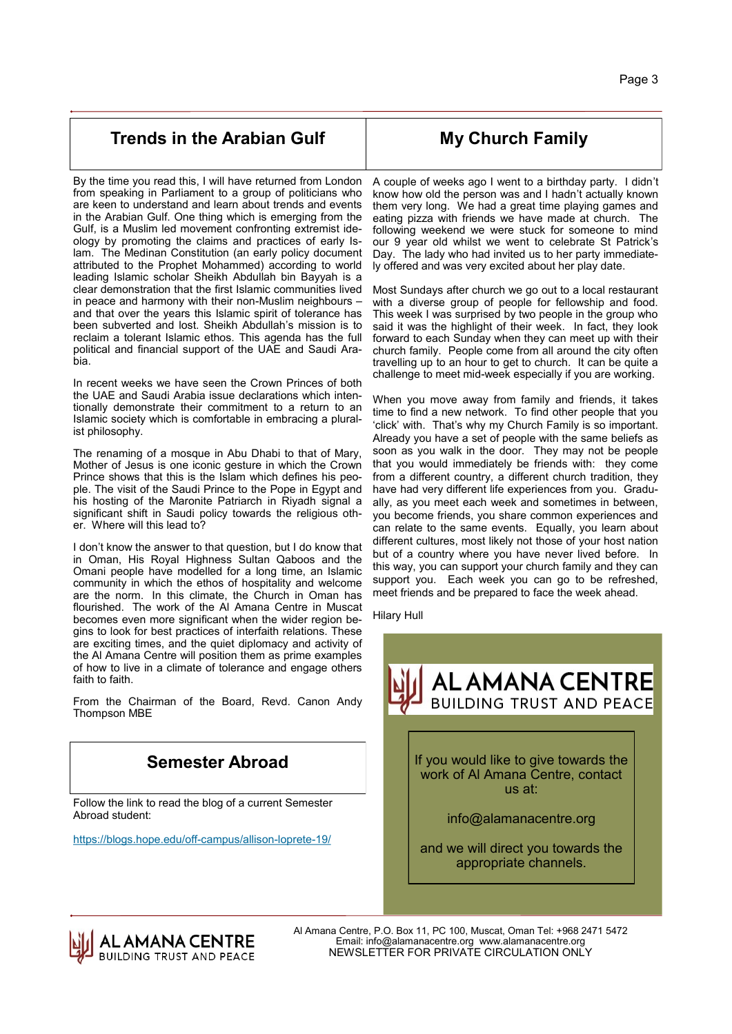## Trends in the Arabian Gulf

By the time you read this, I will have returned from London from speaking in Parliament to a group of politicians who are keen to understand and learn about trends and events in the Arabian Gulf. One thing which is emerging from the Gulf, is a Muslim led movement confronting extremist ideology by promoting the claims and practices of early Islam. The Medinan Constitution (an early policy document attributed to the Prophet Mohammed) according to world leading Islamic scholar Sheikh Abdullah bin Bayyah is a clear demonstration that the first Islamic communities lived in peace and harmony with their non-Muslim neighbours – and that over the years this Islamic spirit of tolerance has been subverted and lost. Sheikh Abdullah's mission is to reclaim a tolerant Islamic ethos. This agenda has the full political and financial support of the UAE and Saudi Arabia.

In recent weeks we have seen the Crown Princes of both the UAE and Saudi Arabia issue declarations which intentionally demonstrate their commitment to a return to an Islamic society which is comfortable in embracing a pluralist philosophy.

The renaming of a mosque in Abu Dhabi to that of Mary, Mother of Jesus is one iconic gesture in which the Crown Prince shows that this is the Islam which defines his people. The visit of the Saudi Prince to the Pope in Egypt and his hosting of the Maronite Patriarch in Riyadh signal a significant shift in Saudi policy towards the religious other. Where will this lead to?

I don't know the answer to that question, but I do know that in Oman, His Royal Highness Sultan Qaboos and the Omani people have modelled for a long time, an Islamic community in which the ethos of hospitality and welcome are the norm. In this climate, the Church in Oman has flourished. The work of the Al Amana Centre in Muscat becomes even more significant when the wider region begins to look for best practices of interfaith relations. These are exciting times, and the quiet diplomacy and activity of the Al Amana Centre will position them as prime examples of how to live in a climate of tolerance and engage others faith to faith.

From the Chairman of the Board, Revd. Canon Andy Thompson MBE

## Semester Abroad

Follow the link to read the blog of a current Semester Abroad student:

https://blogs.hope.edu/off-campus/allison-loprete-19/

## My Church Family

A couple of weeks ago I went to a birthday party. I didn't know how old the person was and I hadn't actually known them very long. We had a great time playing games and eating pizza with friends we have made at church. The following weekend we were stuck for someone to mind our 9 year old whilst we went to celebrate St Patrick's Day. The lady who had invited us to her party immediately offered and was very excited about her play date.

Most Sundays after church we go out to a local restaurant with a diverse group of people for fellowship and food. This week I was surprised by two people in the group who said it was the highlight of their week. In fact, they look forward to each Sunday when they can meet up with their church family. People come from all around the city often travelling up to an hour to get to church. It can be quite a challenge to meet mid-week especially if you are working.

When you move away from family and friends, it takes time to find a new network. To find other people that you 'click' with. That's why my Church Family is so important. Already you have a set of people with the same beliefs as soon as you walk in the door. They may not be people that you would immediately be friends with: they come from a different country, a different church tradition, they have had very different life experiences from you. Gradually, as you meet each week and sometimes in between, you become friends, you share common experiences and can relate to the same events. Equally, you learn about different cultures, most likely not those of your host nation but of a country where you have never lived before. In this way, you can support your church family and they can support you. Each week you can go to be refreshed, meet friends and be prepared to face the week ahead.

Hilary Hull

**AL AMANA CENTRE**
BUILDING TRUST AND PEACE

If you would like to give towards the work of Al Amana Centre, contact us at:

info@alamanacentre.org

and we will direct you towards the appropriate channels.

AL AMANA CENTRE
BUILDING TRUST AND PEACE

Al Amana Centre, P.O. Box 11, PC 100, Muscat, Oman Tel: +968 2471 5472
Email: info@alamanacentre.org www.alamanacentre.org
NEWSLETTER FOR PRIVATE CIRCULATION ONLY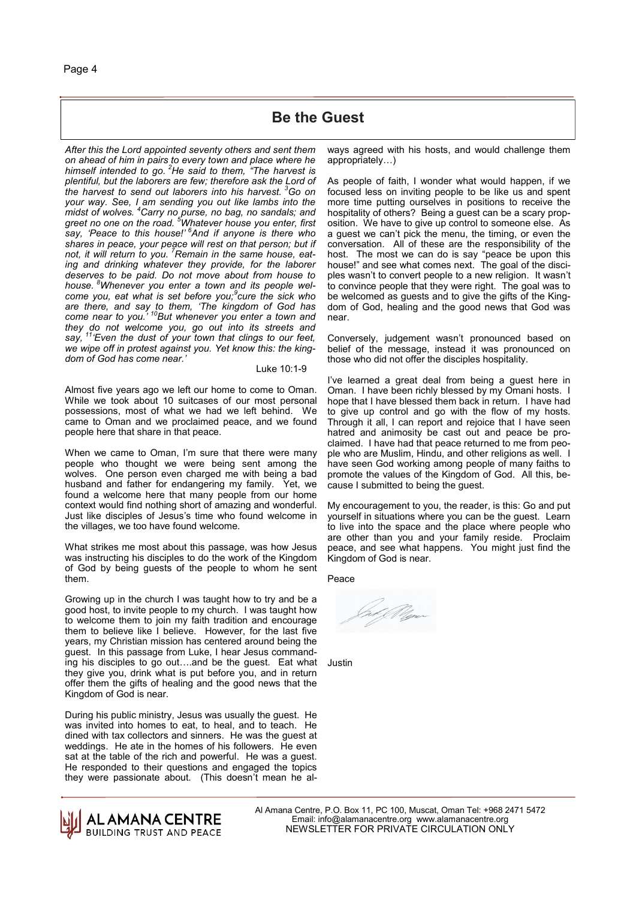## Be the Guest

*After this the Lord appointed seventy others and sent them on ahead of him in pairs to every town and place where he himself intended to go. [2]He said to them, "The harvest is plentiful, but the laborers are few; therefore ask the Lord of the harvest to send out laborers into his harvest. [3]Go on your way. See, I am sending you out like lambs into the midst of wolves. [4]Carry no purse, no bag, no sandals; and greet no one on the road. [5]Whatever house you enter, first say, 'Peace to this house!' [6]And if anyone is there who shares in peace, your peace will rest on that person; but if not, it will return to you. [7]Remain in the same house, eating and drinking whatever they provide, for the laborer deserves to be paid. Do not move about from house to house. [8]Whenever you enter a town and its people welcome you, eat what is set before you;[9]cure the sick who are there, and say to them, 'The kingdom of God has come near to you.' [10]But whenever you enter a town and they do not welcome you, go out into its streets and say, [11]'Even the dust of your town that clings to our feet, we wipe off in protest against you. Yet know this: the kingdom of God has come near.'*

Luke 10:1-9

Almost five years ago we left our home to come to Oman. While we took about 10 suitcases of our most personal possessions, most of what we had we left behind. We came to Oman and we proclaimed peace, and we found people here that share in that peace.

When we came to Oman, I'm sure that there were many people who thought we were being sent among the wolves. One person even charged me with being a bad husband and father for endangering my family. Yet, we found a welcome here that many people from our home context would find nothing short of amazing and wonderful. Just like disciples of Jesus's time who found welcome in the villages, we too have found welcome.

What strikes me most about this passage, was how Jesus was instructing his disciples to do the work of the Kingdom of God by being guests of the people to whom he sent them.

Growing up in the church I was taught how to try and be a good host, to invite people to my church. I was taught how to welcome them to join my faith tradition and encourage them to believe like I believe. However, for the last five years, my Christian mission has centered around being the guest. In this passage from Luke, I hear Jesus commanding his disciples to go out….and be the guest. Eat what they give you, drink what is put before you, and in return offer them the gifts of healing and the good news that the Kingdom of God is near.

During his public ministry, Jesus was usually the guest. He was invited into homes to eat, to heal, and to teach. He dined with tax collectors and sinners. He was the guest at weddings. He ate in the homes of his followers. He even sat at the table of the rich and powerful. He was a guest. He responded to their questions and engaged the topics they were passionate about. (This doesn't mean he always agreed with his hosts, and would challenge them appropriately…)

As people of faith, I wonder what would happen, if we focused less on inviting people to be like us and spent more time putting ourselves in positions to receive the hospitality of others? Being a guest can be a scary proposition. We have to give up control to someone else. As a guest we can't pick the menu, the timing, or even the conversation. All of these are the responsibility of the host. The most we can do is say "peace be upon this house!" and see what comes next. The goal of the disciples wasn't to convert people to a new religion. It wasn't to convince people that they were right. The goal was to be welcomed as guests and to give the gifts of the Kingdom of God, healing and the good news that God was near.

Conversely, judgement wasn't pronounced based on belief of the message, instead it was pronounced on those who did not offer the disciples hospitality.

I've learned a great deal from being a guest here in Oman. I have been richly blessed by my Omani hosts. I hope that I have blessed them back in return. I have had to give up control and go with the flow of my hosts. Through it all, I can report and rejoice that I have seen hatred and animosity be cast out and peace be proclaimed. I have had that peace returned to me from people who are Muslim, Hindu, and other religions as well. I have seen God working among people of many faiths to promote the values of the Kingdom of God. All this, because I submitted to being the guest.

My encouragement to you, the reader, is this: Go and put yourself in situations where you can be the guest. Learn to live into the space and the place where people who are other than you and your family reside. Proclaim peace, and see what happens. You might just find the Kingdom of God is near.

Peace

Justin

Al Amana Centre, P.O. Box 11, PC 100, Muscat, Oman Tel: +968 2471 5472
Email: info@alamanacentre.org www.alamanacentre.org
NEWSLETTER FOR PRIVATE CIRCULATION ONLY